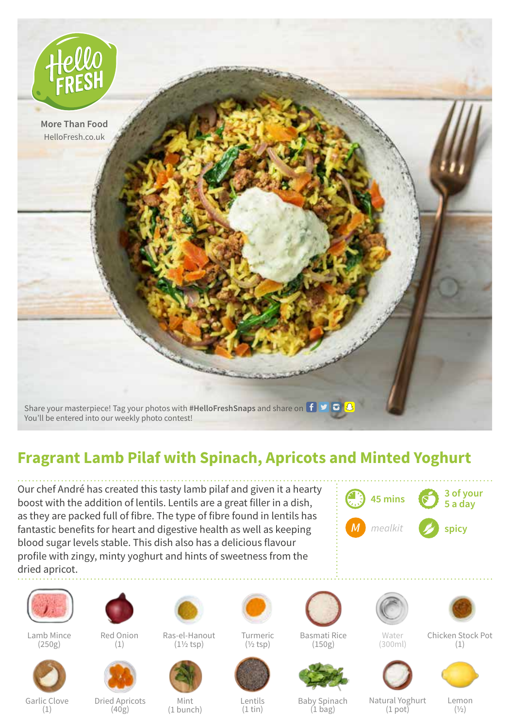More Than Food
HelloFresh.co.uk

Share your masterpiece! Tag your photos with **#HelloFreshSnaps** and share on
You'll be entered into our weekly photo contest!

# Fragrant Lamb Pilaf with Spinach, Apricots and Minted Yoghurt

Our chef André has created this tasty lamb pilaf and given it a hearty boost with the addition of lentils. Lentils are a great filler in a dish, as they are packed full of fibre. The type of fibre found in lentils has fantastic benefits for heart and digestive health as well as keeping blood sugar levels stable. This dish also has a delicious flavour profile with zingy, minty yoghurt and hints of sweetness from the dried apricot.

- 45 mins
- 3 of your 5 a day
- mealkit
- spicy

| Ingredient | Quantity |
| --- | --- |
| Lamb Mince | (250g) |
| Red Onion | (1) |
| Ras-el-Hanout | (1½ tsp) |
| Turmeric | (½ tsp) |
| Basmati Rice | (150g) |
| Water | (300ml) |
| Chicken Stock Pot | (1) |
| Garlic Clove | (1) |
| Dried Apricots | (40g) |
| Mint | (1 bunch) |
| Lentils | (1 tin) |
| Baby Spinach | (1 bag) |
| Natural Yoghurt | (1 pot) |
| Lemon | (½) |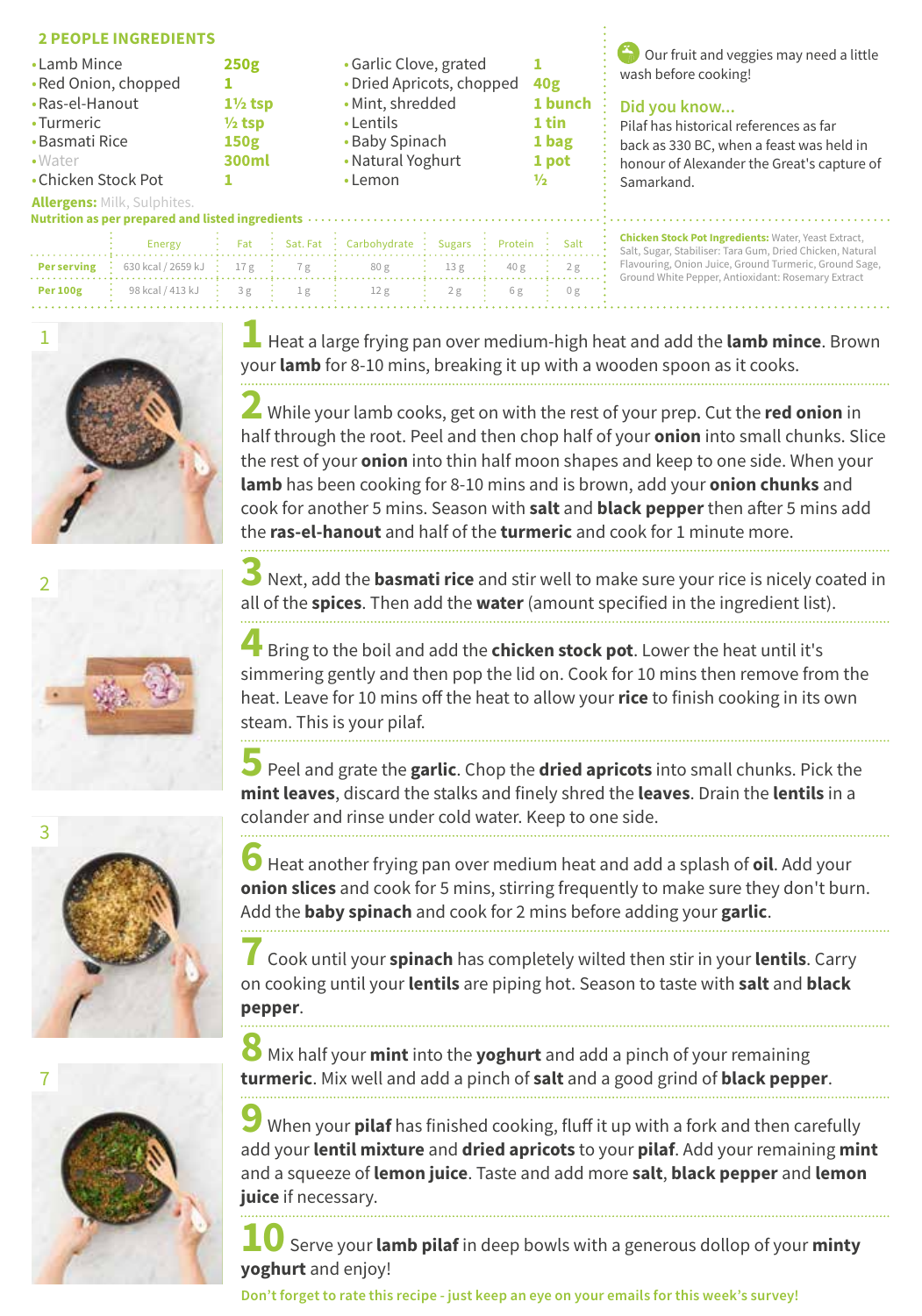## 2 PEOPLE INGREDIENTS

| | | | |
|---|---|---|---|
| • Lamb Mince | 250g | • Garlic Clove, grated | 1 |
| • Red Onion, chopped | 1 | • Dried Apricots, chopped | 40g |
| • Ras-el-Hanout | 1½ tsp | • Mint, shredded | 1 bunch |
| • Turmeric | ½ tsp | • Lentils | 1 tin |
| • Basmati Rice | 150g | • Baby Spinach | 1 bag |
| • Water | 300ml | • Natural Yoghurt | 1 pot |
| • Chicken Stock Pot | 1 | • Lemon | ½ |

**Allergens:** Milk, Sulphites.

**Nutrition as per prepared and listed ingredients**

| | Energy | Fat | Sat. Fat | Carbohydrate | Sugars | Protein | Salt |
|---|---|---|---|---|---|---|---|
| **Per serving** | 630 kcal / 2659 kJ | 17 g | 7 g | 80 g | 13 g | 40 g | 2 g |
| **Per 100g** | 98 kcal / 413 kJ | 3 g | 1 g | 12 g | 2 g | 6 g | 0 g |

Our fruit and veggies may need a little wash before cooking!

**Did you know...**

Pilaf has historical references as far back as 330 BC, when a feast was held in honour of Alexander the Great's capture of Samarkand.

**Chicken Stock Pot Ingredients:** Water, Yeast Extract, Salt, Sugar, Stabiliser: Tara Gum, Dried Chicken, Natural Flavouring, Onion Juice, Ground Turmeric, Ground Sage, Ground White Pepper, Antioxidant: Rosemary Extract

**1** Heat a large frying pan over medium-high heat and add the **lamb mince**. Brown your **lamb** for 8-10 mins, breaking it up with a wooden spoon as it cooks.

**2** While your lamb cooks, get on with the rest of your prep. Cut the **red onion** in half through the root. Peel and then chop half of your **onion** into small chunks. Slice the rest of your **onion** into thin half moon shapes and keep to one side. When your **lamb** has been cooking for 8-10 mins and is brown, add your **onion chunks** and cook for another 5 mins. Season with **salt** and **black pepper** then after 5 mins add the **ras-el-hanout** and half of the **turmeric** and cook for 1 minute more.

**3** Next, add the **basmati rice** and stir well to make sure your rice is nicely coated in all of the **spices**. Then add the **water** (amount specified in the ingredient list).

**4** Bring to the boil and add the **chicken stock pot**. Lower the heat until it's simmering gently and then pop the lid on. Cook for 10 mins then remove from the heat. Leave for 10 mins off the heat to allow your **rice** to finish cooking in its own steam. This is your pilaf.

**5** Peel and grate the **garlic**. Chop the **dried apricots** into small chunks. Pick the **mint leaves**, discard the stalks and finely shred the **leaves**. Drain the **lentils** in a colander and rinse under cold water. Keep to one side.

**6** Heat another frying pan over medium heat and add a splash of **oil**. Add your **onion slices** and cook for 5 mins, stirring frequently to make sure they don't burn. Add the **baby spinach** and cook for 2 mins before adding your **garlic**.

**7** Cook until your **spinach** has completely wilted then stir in your **lentils**. Carry on cooking until your **lentils** are piping hot. Season to taste with **salt** and **black pepper**.

**8** Mix half your **mint** into the **yoghurt** and add a pinch of your remaining **turmeric**. Mix well and add a pinch of **salt** and a good grind of **black pepper**.

**9** When your **pilaf** has finished cooking, fluff it up with a fork and then carefully add your **lentil mixture** and **dried apricots** to your **pilaf**. Add your remaining **mint** and a squeeze of **lemon juice**. Taste and add more **salt**, **black pepper** and **lemon juice** if necessary.

**10** Serve your **lamb pilaf** in deep bowls with a generous dollop of your **minty yoghurt** and enjoy!

Don't forget to rate this recipe - just keep an eye on your emails for this week's survey!